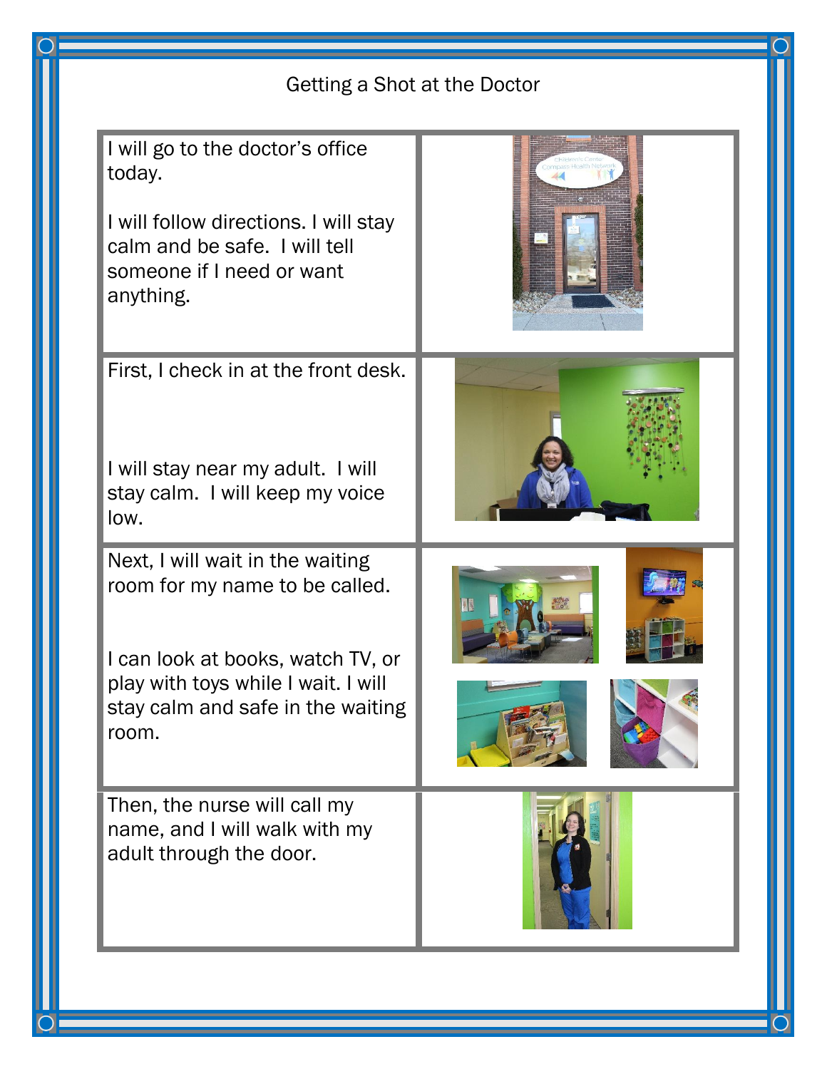# Getting a Shot at the Doctor

I will go to the doctor's office today.

I will follow directions. I will stay calm and be safe. I will tell someone if I need or want anything.

First, I check in at the front desk.

I will stay near my adult. I will stay calm. I will keep my voice low.

Next, I will wait in the waiting room for my name to be called.

I can look at books, watch TV, or play with toys while I wait. I will stay calm and safe in the waiting room.

Then, the nurse will call my name, and I will walk with my adult through the door.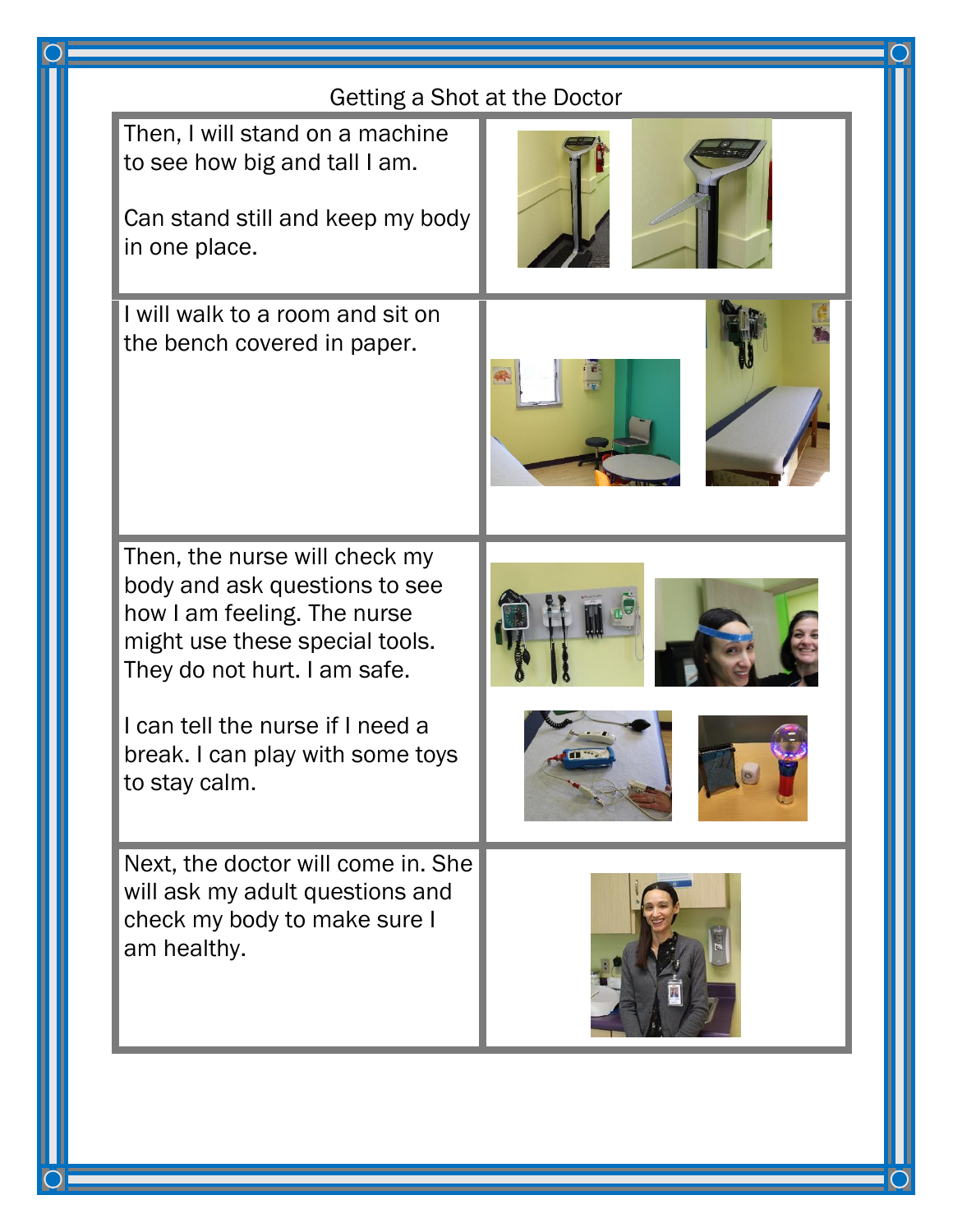Getting a Shot at the Doctor

| | |
|---|---|
| Then, I will stand on a machine to see how big and tall I am.<br><br>Can stand still and keep my body in one place. | |
| I will walk to a room and sit on the bench covered in paper. | |
| Then, the nurse will check my body and ask questions to see how I am feeling. The nurse might use these special tools. They do not hurt. I am safe.<br><br>I can tell the nurse if I need a break. I can play with some toys to stay calm. | |
| Next, the doctor will come in. She will ask my adult questions and check my body to make sure I am healthy. | |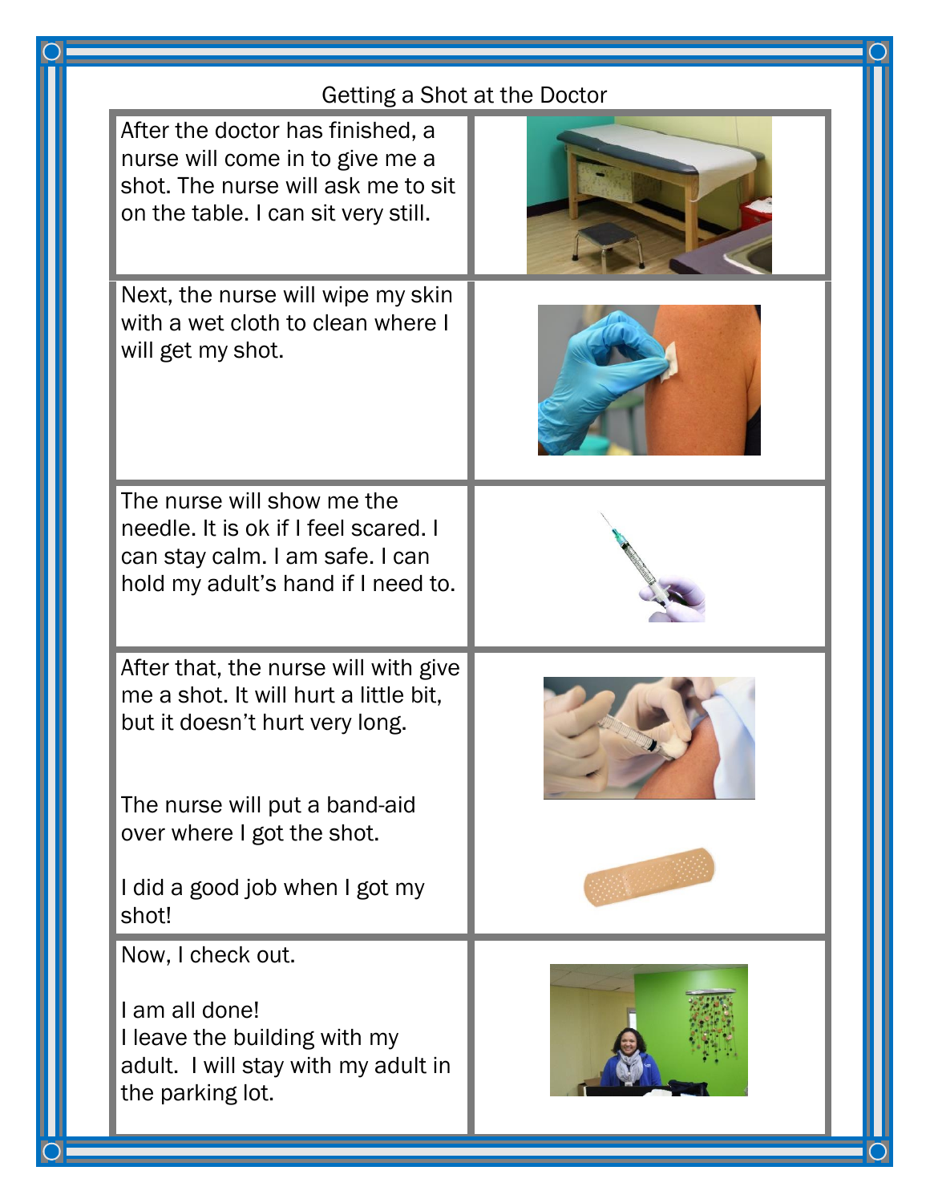Getting a Shot at the Doctor

| | |
|---|---|
| After the doctor has finished, a nurse will come in to give me a shot. The nurse will ask me to sit on the table. I can sit very still. | |
| Next, the nurse will wipe my skin with a wet cloth to clean where I will get my shot. | |
| The nurse will show me the needle. It is ok if I feel scared. I can stay calm. I am safe. I can hold my adult's hand if I need to. | |
| After that, the nurse will with give me a shot. It will hurt a little bit, but it doesn't hurt very long.<br><br>The nurse will put a band-aid over where I got the shot.<br><br>I did a good job when I got my shot! | |
| Now, I check out.<br><br>I am all done!<br>I leave the building with my adult. I will stay with my adult in the parking lot. | |